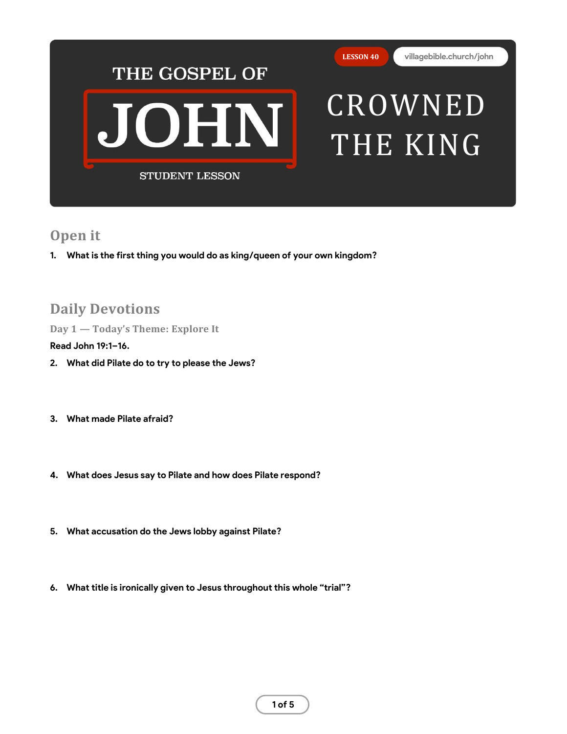THE GOSPEL OF

# JOHN

STUDENT LESSON

LESSON 40

villagebible.church/john

# CROWNED THE KING

## Open it

1. **What is the first thing you would do as king/queen of your own kingdom?**

## Daily Devotions

### Day 1 — Today's Theme: Explore It

**Read John 19:1–16.**

2. **What did Pilate do to try to please the Jews?**

3. **What made Pilate afraid?**

4. **What does Jesus say to Pilate and how does Pilate respond?**

5. **What accusation do the Jews lobby against Pilate?**

6. **What title is ironically given to Jesus throughout this whole "trial"?**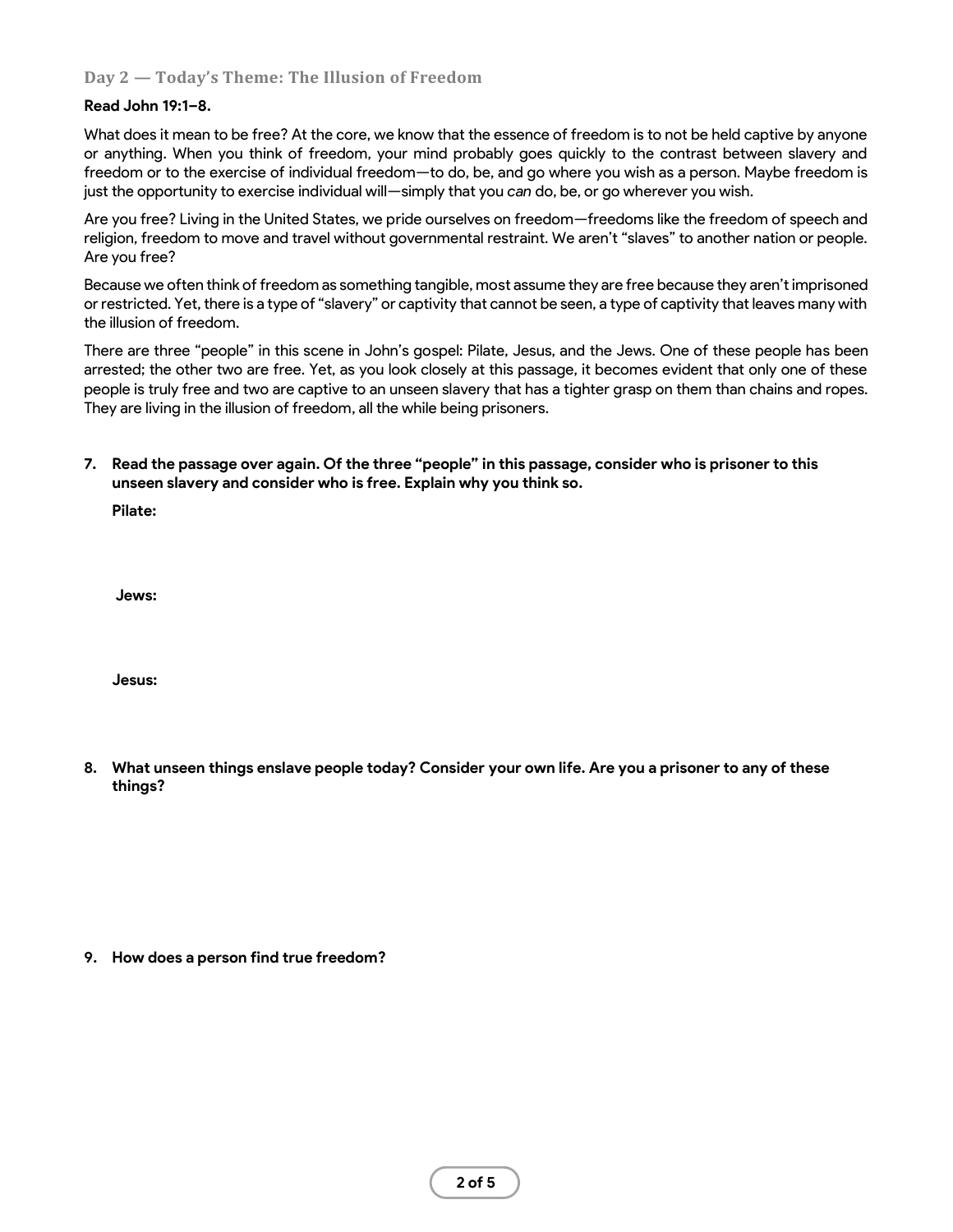### Day 2 — Today's Theme: The Illusion of Freedom

**Read John 19:1–8.**

What does it mean to be free? At the core, we know that the essence of freedom is to not be held captive by anyone or anything. When you think of freedom, your mind probably goes quickly to the contrast between slavery and freedom or to the exercise of individual freedom—to do, be, and go where you wish as a person. Maybe freedom is just the opportunity to exercise individual will—simply that you *can* do, be, or go wherever you wish.

Are you free? Living in the United States, we pride ourselves on freedom—freedoms like the freedom of speech and religion, freedom to move and travel without governmental restraint. We aren't "slaves" to another nation or people. Are you free?

Because we often think of freedom as something tangible, most assume they are free because they aren't imprisoned or restricted. Yet, there is a type of "slavery" or captivity that cannot be seen, a type of captivity that leaves many with the illusion of freedom.

There are three "people" in this scene in John's gospel: Pilate, Jesus, and the Jews. One of these people has been arrested; the other two are free. Yet, as you look closely at this passage, it becomes evident that only one of these people is truly free and two are captive to an unseen slavery that has a tighter grasp on them than chains and ropes. They are living in the illusion of freedom, all the while being prisoners.

7. **Read the passage over again. Of the three "people" in this passage, consider who is prisoner to this unseen slavery and consider who is free. Explain why you think so.**

   **Pilate:**

   **Jews:**

   **Jesus:**

8. **What unseen things enslave people today? Consider your own life. Are you a prisoner to any of these things?**

9. **How does a person find true freedom?**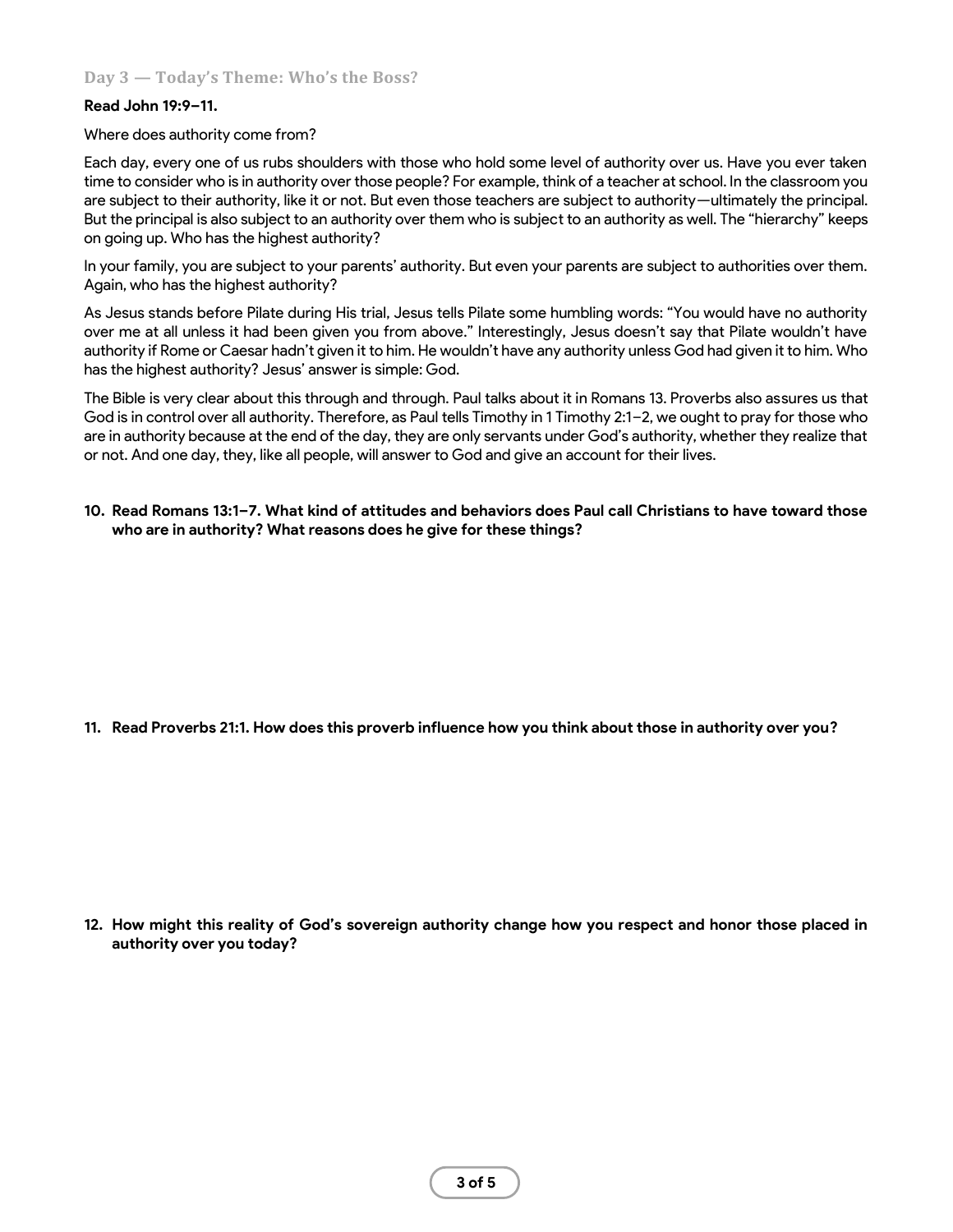## Day 3 — Today's Theme: Who's the Boss?

**Read John 19:9–11.**

Where does authority come from?

Each day, every one of us rubs shoulders with those who hold some level of authority over us. Have you ever taken time to consider who is in authority over those people? For example, think of a teacher at school. In the classroom you are subject to their authority, like it or not. But even those teachers are subject to authority—ultimately the principal. But the principal is also subject to an authority over them who is subject to an authority as well. The "hierarchy" keeps on going up. Who has the highest authority?

In your family, you are subject to your parents' authority. But even your parents are subject to authorities over them. Again, who has the highest authority?

As Jesus stands before Pilate during His trial, Jesus tells Pilate some humbling words: "You would have no authority over me at all unless it had been given you from above." Interestingly, Jesus doesn't say that Pilate wouldn't have authority if Rome or Caesar hadn't given it to him. He wouldn't have any authority unless God had given it to him. Who has the highest authority? Jesus' answer is simple: God.

The Bible is very clear about this through and through. Paul talks about it in Romans 13. Proverbs also assures us that God is in control over all authority. Therefore, as Paul tells Timothy in 1 Timothy 2:1–2, we ought to pray for those who are in authority because at the end of the day, they are only servants under God's authority, whether they realize that or not. And one day, they, like all people, will answer to God and give an account for their lives.

10. **Read Romans 13:1–7. What kind of attitudes and behaviors does Paul call Christians to have toward those who are in authority? What reasons does he give for these things?**

11. **Read Proverbs 21:1. How does this proverb influence how you think about those in authority over you?**

12. **How might this reality of God's sovereign authority change how you respect and honor those placed in authority over you today?**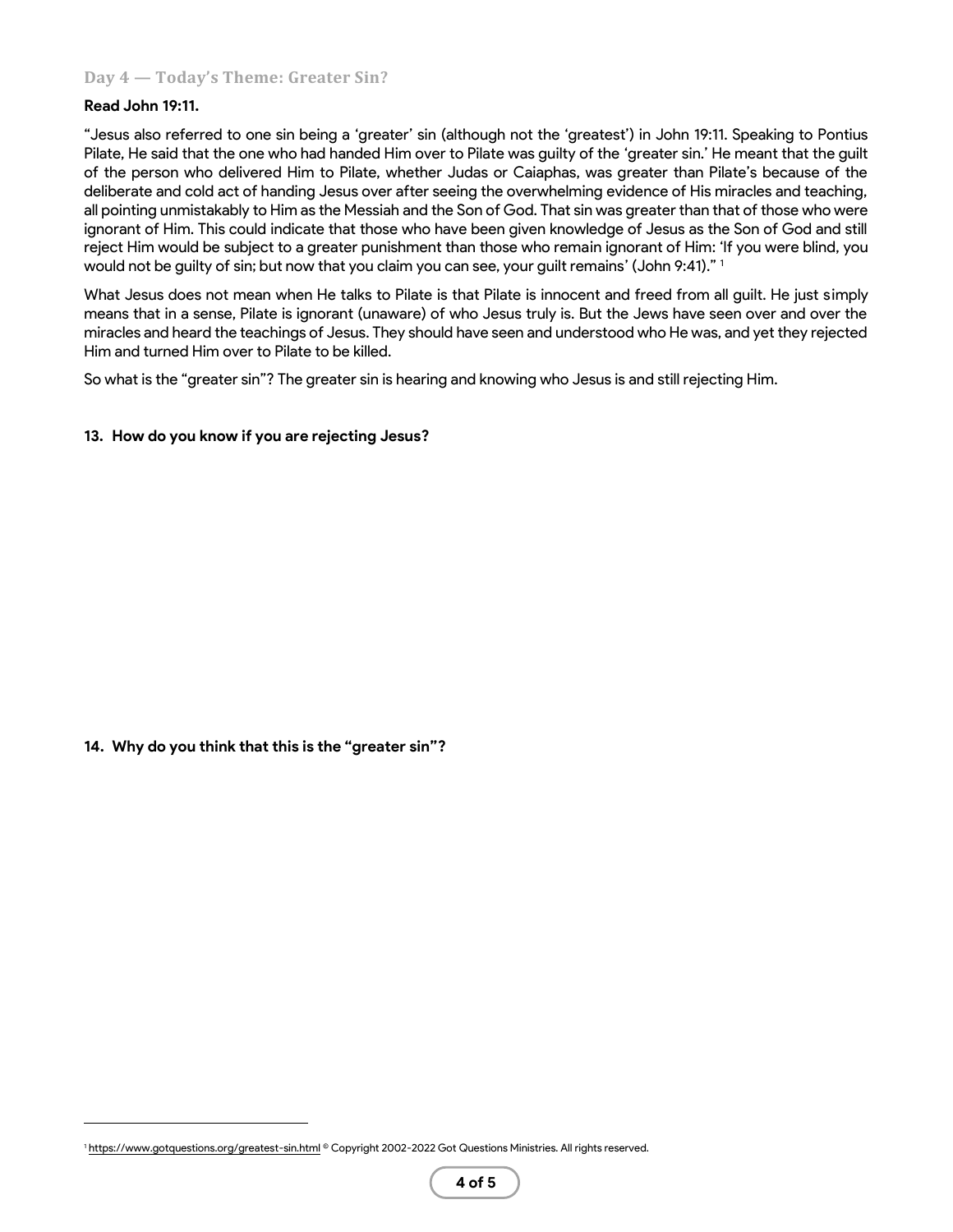### Day 4 — Today's Theme: Greater Sin?

**Read John 19:11.**

"Jesus also referred to one sin being a 'greater' sin (although not the 'greatest') in John 19:11. Speaking to Pontius Pilate, He said that the one who had handed Him over to Pilate was guilty of the 'greater sin.' He meant that the guilt of the person who delivered Him to Pilate, whether Judas or Caiaphas, was greater than Pilate's because of the deliberate and cold act of handing Jesus over after seeing the overwhelming evidence of His miracles and teaching, all pointing unmistakably to Him as the Messiah and the Son of God. That sin was greater than that of those who were ignorant of Him. This could indicate that those who have been given knowledge of Jesus as the Son of God and still reject Him would be subject to a greater punishment than those who remain ignorant of Him: 'If you were blind, you would not be guilty of sin; but now that you claim you can see, your guilt remains' (John 9:41)." [1]

What Jesus does not mean when He talks to Pilate is that Pilate is innocent and freed from all guilt. He just simply means that in a sense, Pilate is ignorant (unaware) of who Jesus truly is. But the Jews have seen over and over the miracles and heard the teachings of Jesus. They should have seen and understood who He was, and yet they rejected Him and turned Him over to Pilate to be killed.

So what is the "greater sin"? The greater sin is hearing and knowing who Jesus is and still rejecting Him.

**13. How do you know if you are rejecting Jesus?**

**14. Why do you think that this is the "greater sin"?**

[1] https://www.gotquestions.org/greatest-sin.html © Copyright 2002-2022 Got Questions Ministries. All rights reserved.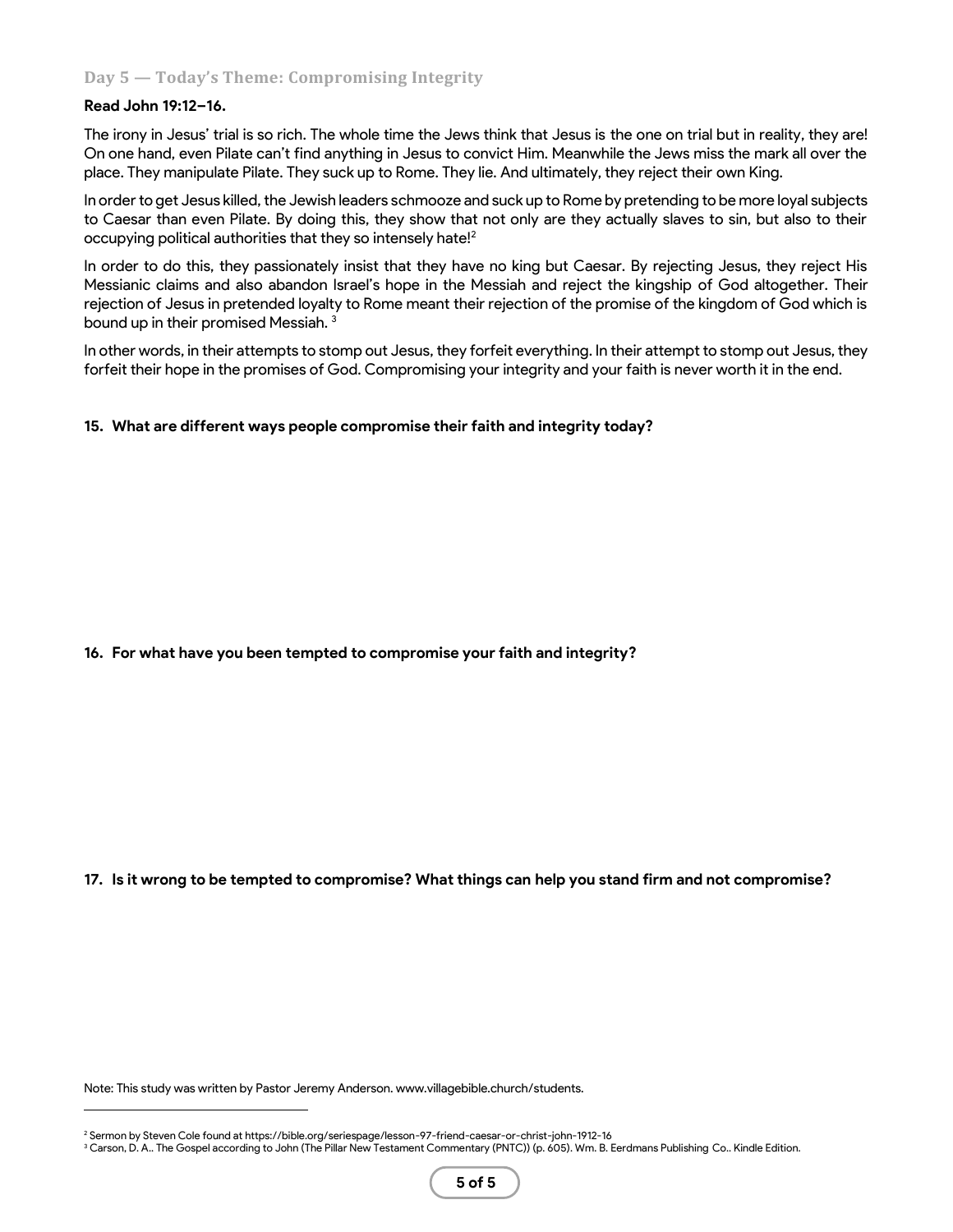### Day 5 — Today's Theme: Compromising Integrity

**Read John 19:12–16.**

The irony in Jesus' trial is so rich. The whole time the Jews think that Jesus is the one on trial but in reality, they are! On one hand, even Pilate can't find anything in Jesus to convict Him. Meanwhile the Jews miss the mark all over the place. They manipulate Pilate. They suck up to Rome. They lie. And ultimately, they reject their own King.

In order to get Jesus killed, the Jewish leaders schmooze and suck up to Rome by pretending to be more loyal subjects to Caesar than even Pilate. By doing this, they show that not only are they actually slaves to sin, but also to their occupying political authorities that they so intensely hate![2]

In order to do this, they passionately insist that they have no king but Caesar. By rejecting Jesus, they reject His Messianic claims and also abandon Israel's hope in the Messiah and reject the kingship of God altogether. Their rejection of Jesus in pretended loyalty to Rome meant their rejection of the promise of the kingdom of God which is bound up in their promised Messiah. [3]

In other words, in their attempts to stomp out Jesus, they forfeit everything. In their attempt to stomp out Jesus, they forfeit their hope in the promises of God. Compromising your integrity and your faith is never worth it in the end.

**15. What are different ways people compromise their faith and integrity today?**

**16. For what have you been tempted to compromise your faith and integrity?**

**17. Is it wrong to be tempted to compromise? What things can help you stand firm and not compromise?**

Note: This study was written by Pastor Jeremy Anderson. www.villagebible.church/students.

---

[2] Sermon by Steven Cole found at https://bible.org/seriespage/lesson-97-friend-caesar-or-christ-john-1912-16

[3] Carson, D. A.. The Gospel according to John (The Pillar New Testament Commentary (PNTC)) (p. 605). Wm. B. Eerdmans Publishing Co.. Kindle Edition.